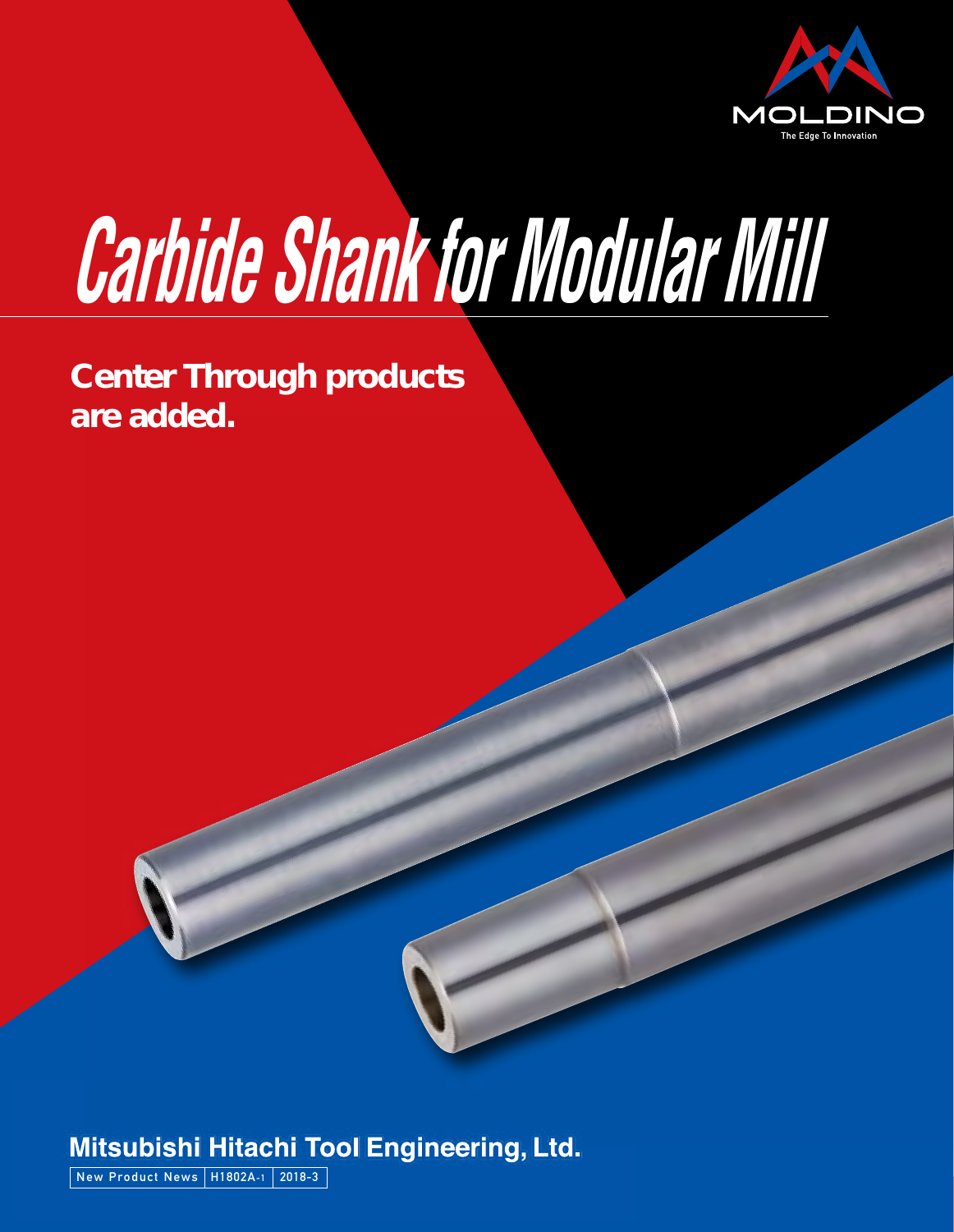MOLDINO

The Edge To Innovation

# Carbide Shank for Modular Mill

## Center Through products are added.

**Mitsubishi Hitachi Tool Engineering, Ltd.**

New Product News | H1802A-1 | 2018-3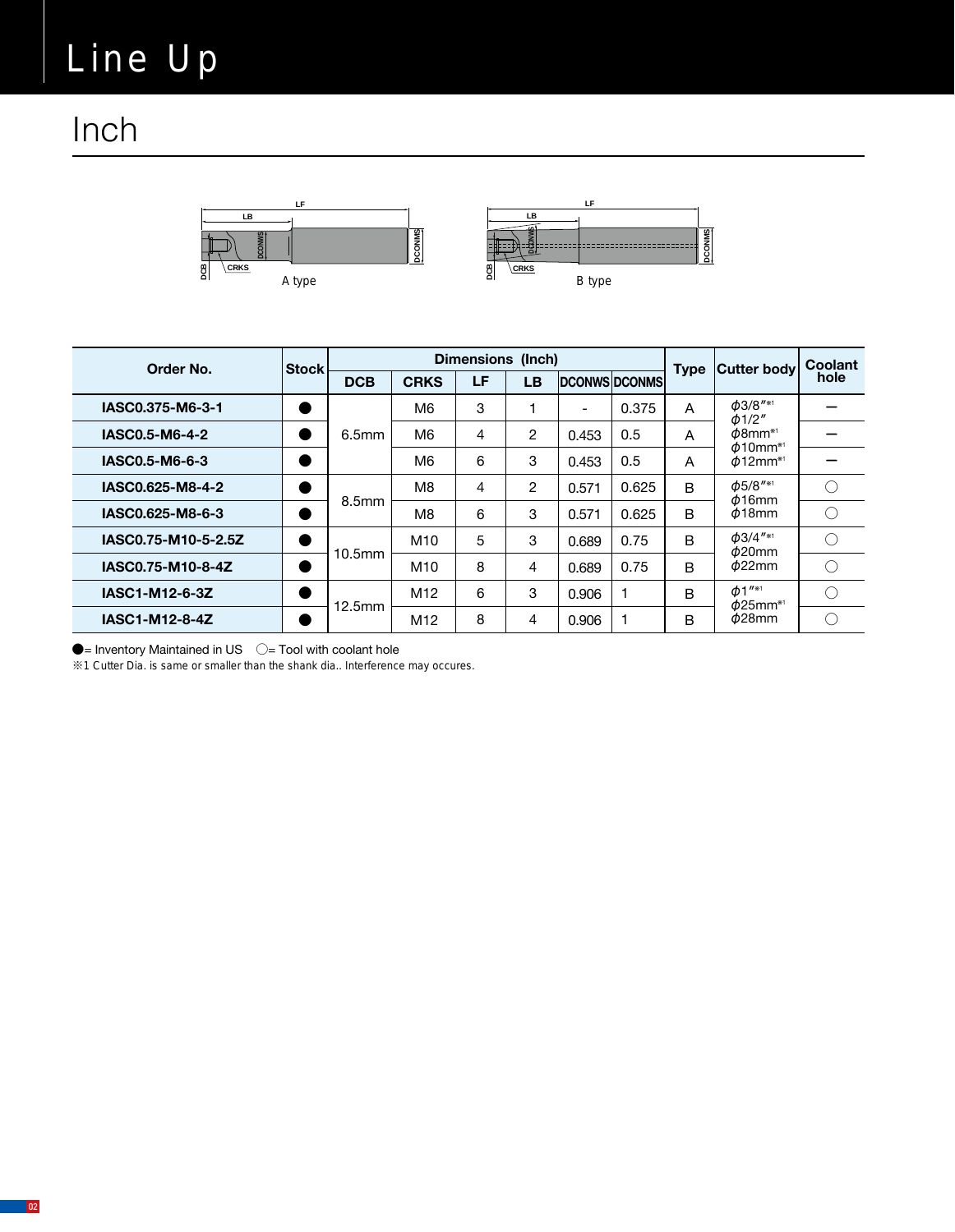# Line Up

## Inch

LF
LB
DCONWS
DCONMS
DCB
CRKS
A type

LF
LB
DCONWS
DCONMS
DCB
CRKS
B type

| Order No. | Stock | Dimensions (Inch) | | | | | | Type | Cutter body | Coolant hole |
|---|---|---|---|---|---|---|---|---|---|---|
| | | DCB | CRKS | LF | LB | DCONWS | DCONMS | | | |
| IASC0.375-M6-3-1 | ● | 6.5mm | M6 | 3 | 1 | - | 0.375 | A | ϕ3/8″※1 ϕ1/2″ ϕ8mm※1 ϕ10mm※1 ϕ12mm※1 | – |
| IASC0.5-M6-4-2 | ● | | M6 | 4 | 2 | 0.453 | 0.5 | A | | – |
| IASC0.5-M6-6-3 | ● | | M6 | 6 | 3 | 0.453 | 0.5 | A | | – |
| IASC0.625-M8-4-2 | ● | 8.5mm | M8 | 4 | 2 | 0.571 | 0.625 | B | ϕ5/8″※1 ϕ16mm ϕ18mm | ○ |
| IASC0.625-M8-6-3 | ● | | M8 | 6 | 3 | 0.571 | 0.625 | B | | ○ |
| IASC0.75-M10-5-2.5Z | ● | 10.5mm | M10 | 5 | 3 | 0.689 | 0.75 | B | ϕ3/4″※1 ϕ20mm ϕ22mm | ○ |
| IASC0.75-M10-8-4Z | ● | | M10 | 8 | 4 | 0.689 | 0.75 | B | | ○ |
| IASC1-M12-6-3Z | ● | 12.5mm | M12 | 6 | 3 | 0.906 | 1 | B | ϕ1″※1 ϕ25mm※1 ϕ28mm | ○ |
| IASC1-M12-8-4Z | ● | | M12 | 8 | 4 | 0.906 | 1 | B | | ○ |

●= Inventory Maintained in US ○= Tool with coolant hole

※1 Cutter Dia. is same or smaller than the shank dia.. Interference may occures.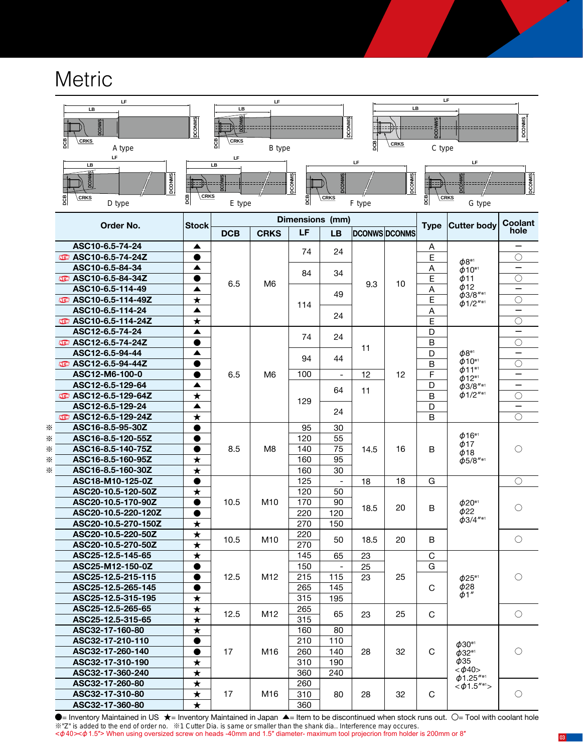# Metric

A type

B type

C type

D type

E type

F type

G type

| Order No. | Stock | DCB | CRKS | LF | LB | DCONWS | DCONMS | Type | Cutter body | Coolant hole |
|---|---|---|---|---|---|---|---|---|---|---|
| | | Dimensions (mm) | | | | | | | | |
| ASC10-6.5-74-24 | ▲ | 6.5 | M6 | 74 | 24 | 9.3 | 10 | A | φ8※1 φ10※1 φ11 φ12 φ3/8"※1 φ1/2"※1 | – |
| NEW ASC10-6.5-74-24Z | ● | 6.5 | M6 | 74 | 24 | 9.3 | 10 | E | | ○ |
| ASC10-6.5-84-34 | ▲ | 6.5 | M6 | 84 | 34 | 9.3 | 10 | A | | – |
| NEW ASC10-6.5-84-34Z | ● | 6.5 | M6 | 84 | 34 | 9.3 | 10 | E | | ○ |
| ASC10-6.5-114-49 | ▲ | 6.5 | M6 | 114 | 49 | 9.3 | 10 | A | | – |
| NEW ASC10-6.5-114-49Z | ★ | 6.5 | M6 | 114 | 49 | 9.3 | 10 | E | | ○ |
| ASC10-6.5-114-24 | ▲ | 6.5 | M6 | 114 | 24 | 9.3 | 10 | A | | – |
| NEW ASC10-6.5-114-24Z | ★ | 6.5 | M6 | 114 | 24 | 9.3 | 10 | E | | ○ |
| ASC12-6.5-74-24 | ▲ | 6.5 | M6 | 74 | 24 | 11 | 12 | D | φ8※1 φ10※1 φ11※1 φ12※1 φ3/8"※1 φ1/2"※1 | – |
| NEW ASC12-6.5-74-24Z | ● | 6.5 | M6 | 74 | 24 | 11 | 12 | B | | ○ |
| ASC12-6.5-94-44 | ▲ | 6.5 | M6 | 94 | 44 | 11 | 12 | D | | – |
| NEW ASC12-6.5-94-44Z | ● | 6.5 | M6 | 94 | 44 | 11 | 12 | B | | ○ |
| ASC12-M6-100-0 | ● | 6.5 | M6 | 100 | - | 12 | 12 | F | | – |
| ASC12-6.5-129-64 | ▲ | 6.5 | M6 | 129 | 64 | 11 | 12 | D | | – |
| NEW ASC12-6.5-129-64Z | ★ | 6.5 | M6 | 129 | 64 | 11 | 12 | B | | ○ |
| ASC12-6.5-129-24 | ▲ | 6.5 | M6 | 129 | 24 | 11 | 12 | D | | – |
| NEW ASC12-6.5-129-24Z | ★ | 6.5 | M6 | 129 | 24 | 11 | 12 | B | | ○ |
| ※ ASC16-8.5-95-30Z | ● | 8.5 | M8 | 95 | 30 | 14.5 | 16 | B | φ16※1 φ17 φ18 φ5/8"※1 | ○ |
| ※ ASC16-8.5-120-55Z | ● | 8.5 | M8 | 120 | 55 | 14.5 | 16 | B | | ○ |
| ※ ASC16-8.5-140-75Z | ● | 8.5 | M8 | 140 | 75 | 14.5 | 16 | B | | ○ |
| ※ ASC16-8.5-160-95Z | ★ | 8.5 | M8 | 160 | 95 | 14.5 | 16 | B | | ○ |
| ※ ASC16-8.5-160-30Z | ★ | 8.5 | M8 | 160 | 30 | 14.5 | 16 | B | | ○ |
| ASC18-M10-125-0Z | ● | 10.5 | M10 | 125 | - | 18 | 18 | G | | ○ |
| ASC20-10.5-120-50Z | ★ | 10.5 | M10 | 120 | 50 | 18.5 | 20 | B | φ20※1 φ22 φ3/4"※1 | ○ |
| ASC20-10.5-170-90Z | ● | 10.5 | M10 | 170 | 90 | 18.5 | 20 | B | | ○ |
| ASC20-10.5-220-120Z | ● | 10.5 | M10 | 220 | 120 | 18.5 | 20 | B | | ○ |
| ASC20-10.5-270-150Z | ★ | 10.5 | M10 | 270 | 150 | 18.5 | 20 | B | | ○ |
| ASC20-10.5-220-50Z | ★ | 10.5 | M10 | 220 | 50 | 18.5 | 20 | B | | ○ |
| ASC20-10.5-270-50Z | ★ | 10.5 | M10 | 270 | 50 | 18.5 | 20 | B | | ○ |
| ASC25-12.5-145-65 | ★ | 12.5 | M12 | 145 | 65 | 23 | 25 | C | φ25※1 φ28 φ1" | ○ |
| ASC25-M12-150-0Z | ● | 12.5 | M12 | 150 | - | 25 | 25 | G | | ○ |
| ASC25-12.5-215-115 | ● | 12.5 | M12 | 215 | 115 | 23 | 25 | C | | ○ |
| ASC25-12.5-265-145 | ● | 12.5 | M12 | 265 | 145 | 23 | 25 | C | | ○ |
| ASC25-12.5-315-195 | ★ | 12.5 | M12 | 315 | 195 | 23 | 25 | C | | ○ |
| ASC25-12.5-265-65 | ★ | 12.5 | M12 | 265 | 65 | 23 | 25 | C | | ○ |
| ASC25-12.5-315-65 | ★ | 12.5 | M12 | 315 | 65 | 23 | 25 | C | | ○ |
| ASC32-17-160-80 | ★ | 17 | M16 | 160 | 80 | 28 | 32 | C | φ30※1 φ32※1 φ35 <φ40> φ1.25"※1 <φ1.5"※1> | ○ |
| ASC32-17-210-110 | ● | 17 | M16 | 210 | 110 | 28 | 32 | C | | ○ |
| ASC32-17-260-140 | ● | 17 | M16 | 260 | 140 | 28 | 32 | C | | ○ |
| ASC32-17-310-190 | ★ | 17 | M16 | 310 | 190 | 28 | 32 | C | | ○ |
| ASC32-17-360-240 | ★ | 17 | M16 | 360 | 240 | 28 | 32 | C | | ○ |
| ASC32-17-260-80 | ★ | 17 | M16 | 260 | 80 | 28 | 32 | C | | ○ |
| ASC32-17-310-80 | ★ | 17 | M16 | 310 | 80 | 28 | 32 | C | | ○ |
| ASC32-17-360-80 | ★ | 17 | M16 | 360 | 80 | 28 | 32 | C | | ○ |

●= Inventory Maintained in US ★= Inventory Maintained in Japan ▲= Item to be discontinued when stock runs out. ○= Tool with coolant hole

※"Z" is added to the end of order no. ※1 Cutter Dia. is same or smaller than the shank dia.. Interference may occures.

<φ40><φ1.5"> When using oversized screw on heads -40mm and 1.5" diameter- maximum tool projecrion from holder is 200mm or 8"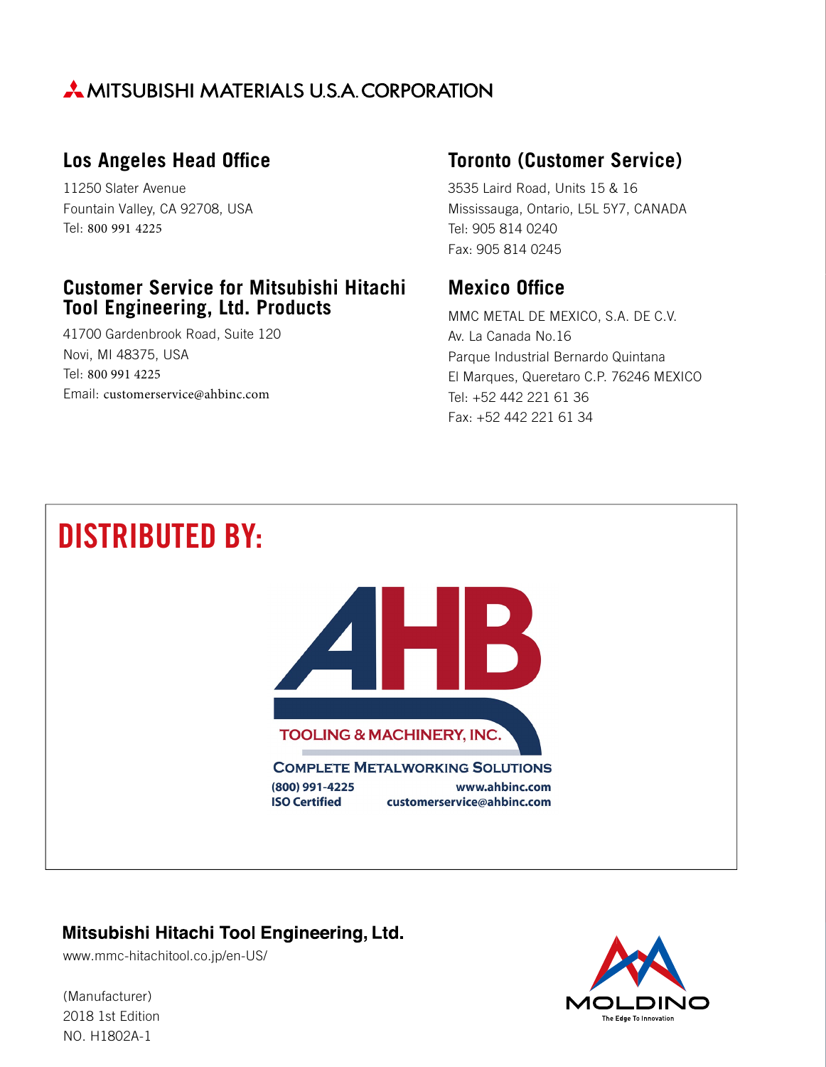# MITSUBISHI MATERIALS U.S.A. CORPORATION

## Los Angeles Head Office

11250 Slater Avenue
Fountain Valley, CA 92708, USA
Tel: 800 991 4225

## Customer Service for Mitsubishi Hitachi Tool Engineering, Ltd. Products

41700 Gardenbrook Road, Suite 120
Novi, MI 48375, USA
Tel: 800 991 4225
Email: customerservice@ahbinc.com

## Toronto (Customer Service)

3535 Laird Road, Units 15 & 16
Mississauga, Ontario, L5L 5Y7, CANADA
Tel: 905 814 0240
Fax: 905 814 0245

## Mexico Office

MMC METAL DE MEXICO, S.A. DE C.V.
Av. La Canada No.16
Parque Industrial Bernardo Quintana
El Marques, Queretaro C.P. 76246 MEXICO
Tel: +52 442 221 61 36
Fax: +52 442 221 61 34

## DISTRIBUTED BY:

AHB
TOOLING & MACHINERY, INC.
COMPLETE METALWORKING SOLUTIONS
(800) 991-4225
ISO Certified
www.ahbinc.com
customerservice@ahbinc.com

**Mitsubishi Hitachi Tool Engineering, Ltd.**
www.mmc-hitachitool.co.jp/en-US/

(Manufacturer)
2018 1st Edition
NO. H1802A-1

MOLDINO
The Edge To Innovation